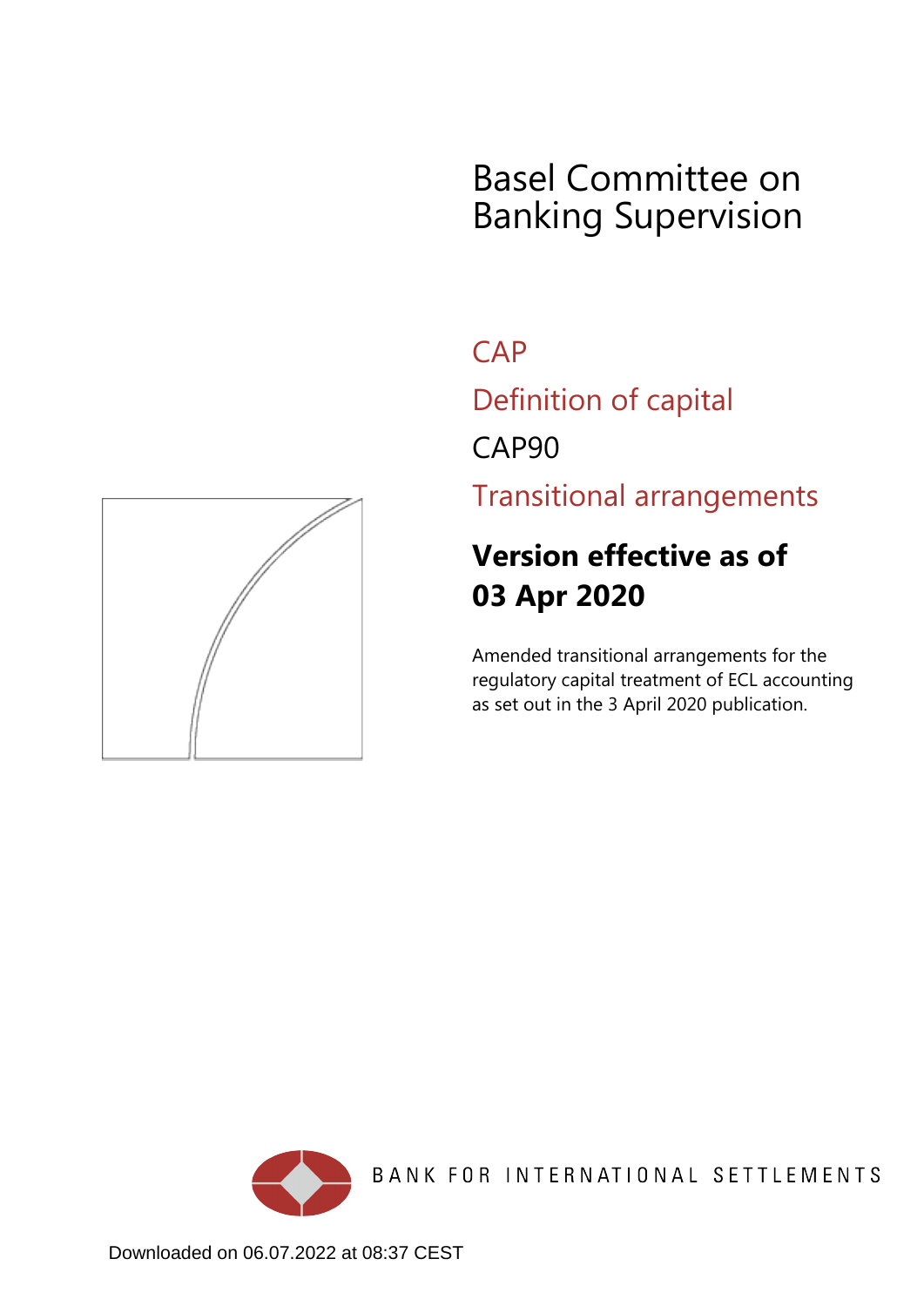# Basel Committee on Banking Supervision

## CAP

## Definition of capital

## CAP90

## Transitional arrangements

**Version effective as of 03 Apr 2020**

Amended transitional arrangements for the regulatory capital treatment of ECL accounting as set out in the 3 April 2020 publication.

BANK FOR INTERNATIONAL SETTLEMENTS

Downloaded on 06.07.2022 at 08:37 CEST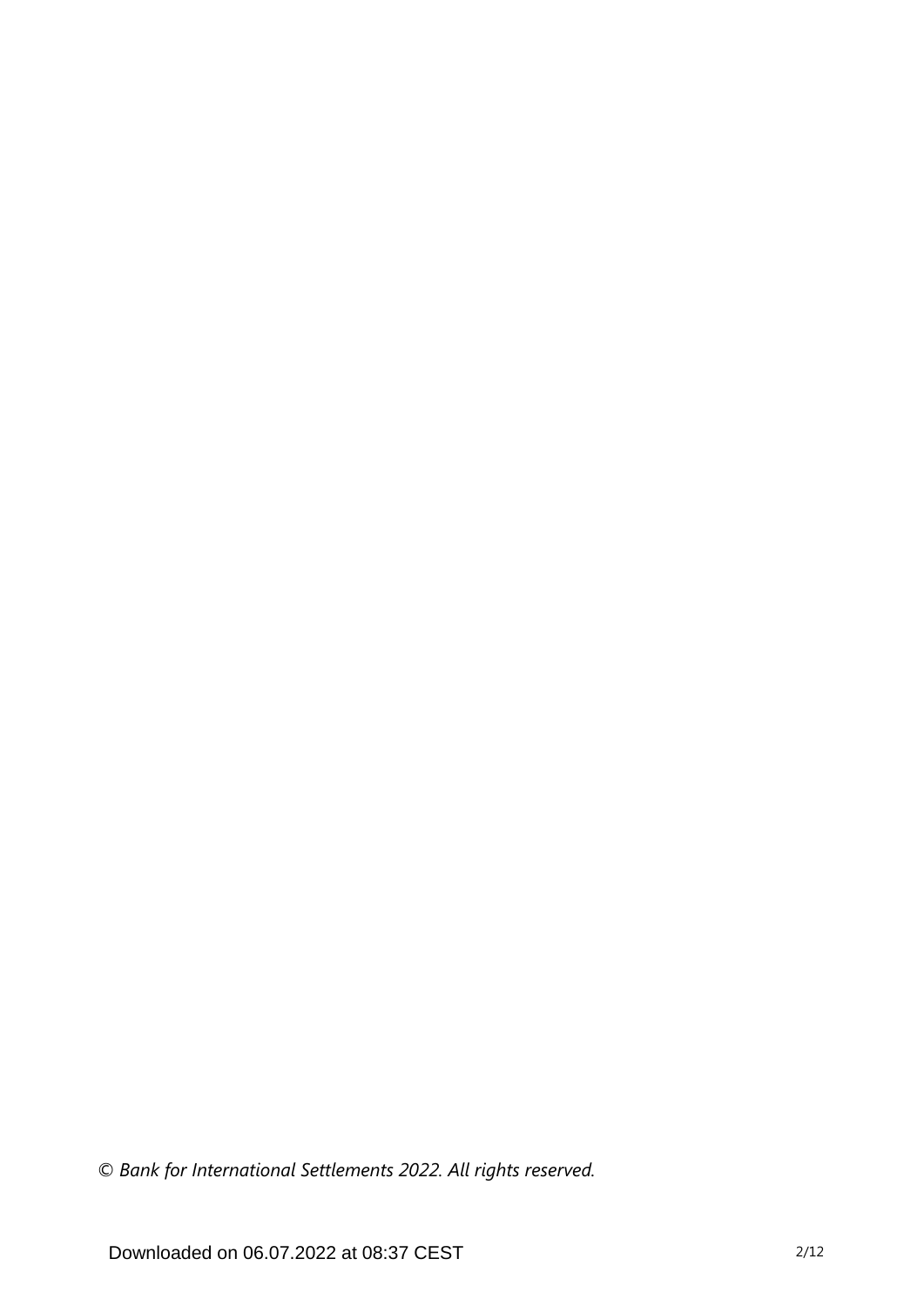*© Bank for International Settlements 2022. All rights reserved.*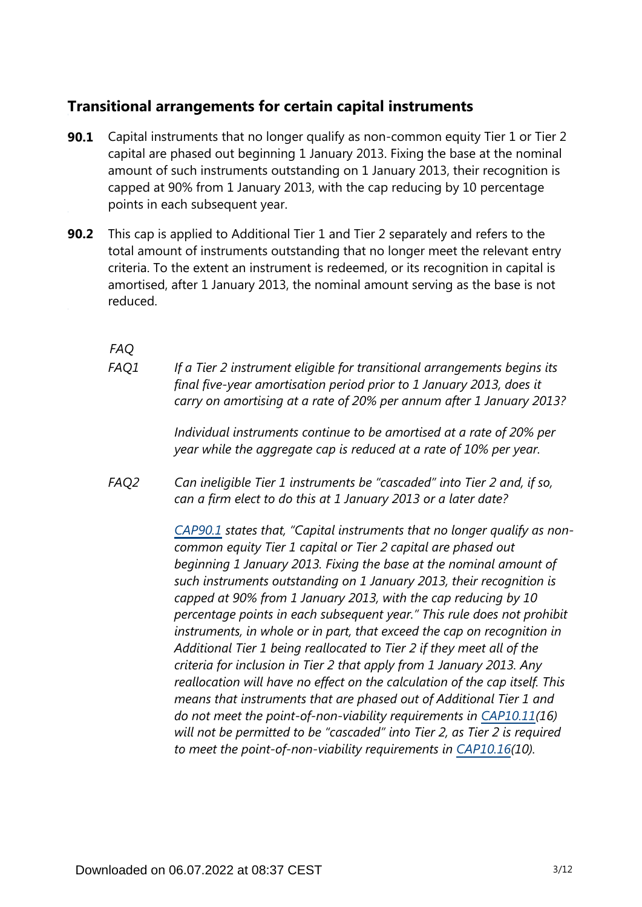## Transitional arrangements for certain capital instruments

**90.1** Capital instruments that no longer qualify as non-common equity Tier 1 or Tier 2 capital are phased out beginning 1 January 2013. Fixing the base at the nominal amount of such instruments outstanding on 1 January 2013, their recognition is capped at 90% from 1 January 2013, with the cap reducing by 10 percentage points in each subsequent year.

**90.2** This cap is applied to Additional Tier 1 and Tier 2 separately and refers to the total amount of instruments outstanding that no longer meet the relevant entry criteria. To the extent an instrument is redeemed, or its recognition in capital is amortised, after 1 January 2013, the nominal amount serving as the base is not reduced.

*FAQ*

*FAQ1* *If a Tier 2 instrument eligible for transitional arrangements begins its final five-year amortisation period prior to 1 January 2013, does it carry on amortising at a rate of 20% per annum after 1 January 2013?*

*Individual instruments continue to be amortised at a rate of 20% per year while the aggregate cap is reduced at a rate of 10% per year.*

*FAQ2* *Can ineligible Tier 1 instruments be "cascaded" into Tier 2 and, if so, can a firm elect to do this at 1 January 2013 or a later date?*

*CAP90.1 states that, "Capital instruments that no longer qualify as non-common equity Tier 1 capital or Tier 2 capital are phased out beginning 1 January 2013. Fixing the base at the nominal amount of such instruments outstanding on 1 January 2013, their recognition is capped at 90% from 1 January 2013, with the cap reducing by 10 percentage points in each subsequent year." This rule does not prohibit instruments, in whole or in part, that exceed the cap on recognition in Additional Tier 1 being reallocated to Tier 2 if they meet all of the criteria for inclusion in Tier 2 that apply from 1 January 2013. Any reallocation will have no effect on the calculation of the cap itself. This means that instruments that are phased out of Additional Tier 1 and do not meet the point-of-non-viability requirements in CAP10.11(16) will not be permitted to be "cascaded" into Tier 2, as Tier 2 is required to meet the point-of-non-viability requirements in CAP10.16(10).*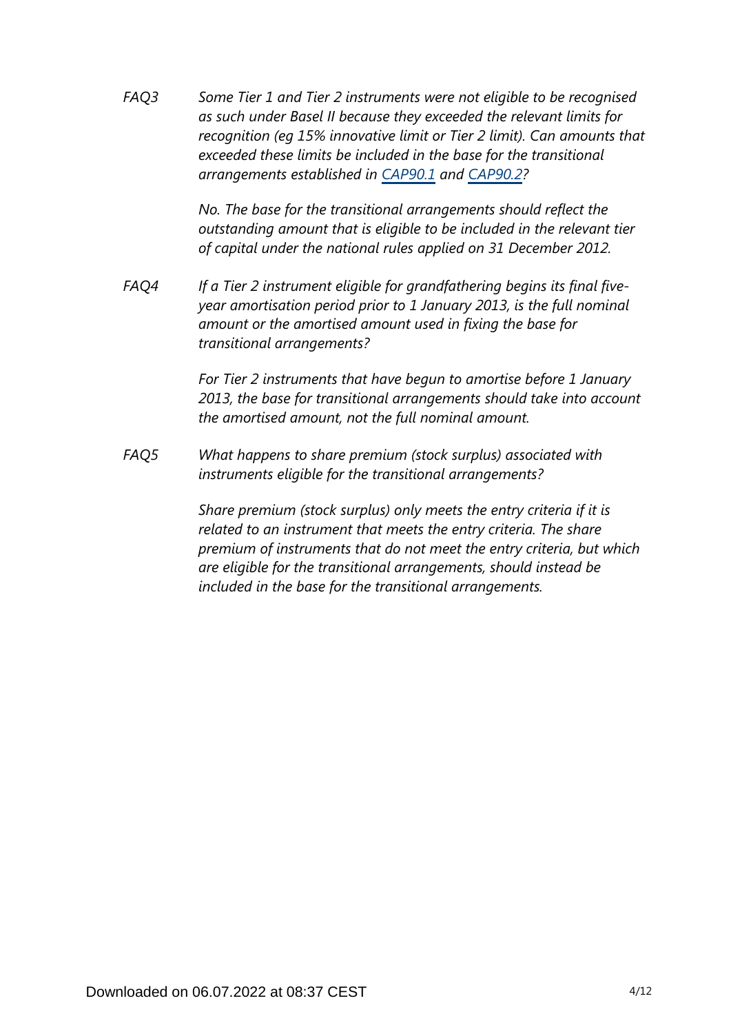*FAQ3* *Some Tier 1 and Tier 2 instruments were not eligible to be recognised as such under Basel II because they exceeded the relevant limits for recognition (eg 15% innovative limit or Tier 2 limit). Can amounts that exceeded these limits be included in the base for the transitional arrangements established in [CAP90.1](#) and [CAP90.2](#)?*

*No. The base for the transitional arrangements should reflect the outstanding amount that is eligible to be included in the relevant tier of capital under the national rules applied on 31 December 2012.*

*FAQ4* *If a Tier 2 instrument eligible for grandfathering begins its final five-year amortisation period prior to 1 January 2013, is the full nominal amount or the amortised amount used in fixing the base for transitional arrangements?*

*For Tier 2 instruments that have begun to amortise before 1 January 2013, the base for transitional arrangements should take into account the amortised amount, not the full nominal amount.*

*FAQ5* *What happens to share premium (stock surplus) associated with instruments eligible for the transitional arrangements?*

*Share premium (stock surplus) only meets the entry criteria if it is related to an instrument that meets the entry criteria. The share premium of instruments that do not meet the entry criteria, but which are eligible for the transitional arrangements, should instead be included in the base for the transitional arrangements.*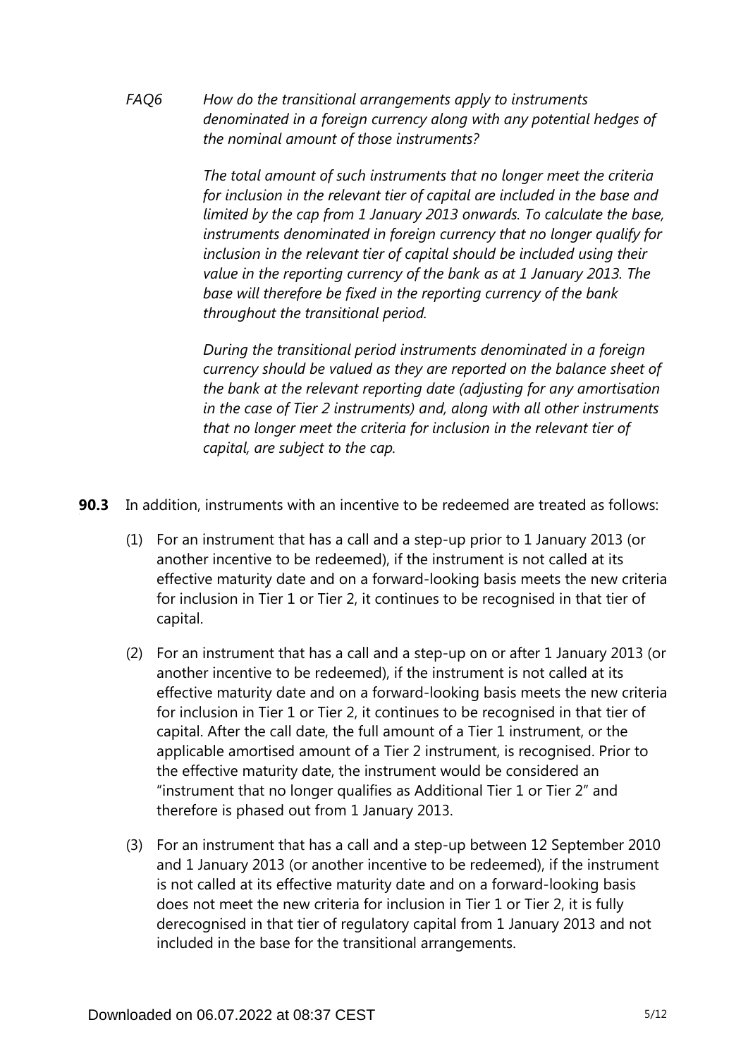*FAQ6* *How do the transitional arrangements apply to instruments denominated in a foreign currency along with any potential hedges of the nominal amount of those instruments?*

*The total amount of such instruments that no longer meet the criteria for inclusion in the relevant tier of capital are included in the base and limited by the cap from 1 January 2013 onwards. To calculate the base, instruments denominated in foreign currency that no longer qualify for inclusion in the relevant tier of capital should be included using their value in the reporting currency of the bank as at 1 January 2013. The base will therefore be fixed in the reporting currency of the bank throughout the transitional period.*

*During the transitional period instruments denominated in a foreign currency should be valued as they are reported on the balance sheet of the bank at the relevant reporting date (adjusting for any amortisation in the case of Tier 2 instruments) and, along with all other instruments that no longer meet the criteria for inclusion in the relevant tier of capital, are subject to the cap.*

**90.3** In addition, instruments with an incentive to be redeemed are treated as follows:

(1) For an instrument that has a call and a step-up prior to 1 January 2013 (or another incentive to be redeemed), if the instrument is not called at its effective maturity date and on a forward-looking basis meets the new criteria for inclusion in Tier 1 or Tier 2, it continues to be recognised in that tier of capital.

(2) For an instrument that has a call and a step-up on or after 1 January 2013 (or another incentive to be redeemed), if the instrument is not called at its effective maturity date and on a forward-looking basis meets the new criteria for inclusion in Tier 1 or Tier 2, it continues to be recognised in that tier of capital. After the call date, the full amount of a Tier 1 instrument, or the applicable amortised amount of a Tier 2 instrument, is recognised. Prior to the effective maturity date, the instrument would be considered an "instrument that no longer qualifies as Additional Tier 1 or Tier 2" and therefore is phased out from 1 January 2013.

(3) For an instrument that has a call and a step-up between 12 September 2010 and 1 January 2013 (or another incentive to be redeemed), if the instrument is not called at its effective maturity date and on a forward-looking basis does not meet the new criteria for inclusion in Tier 1 or Tier 2, it is fully derecognised in that tier of regulatory capital from 1 January 2013 and not included in the base for the transitional arrangements.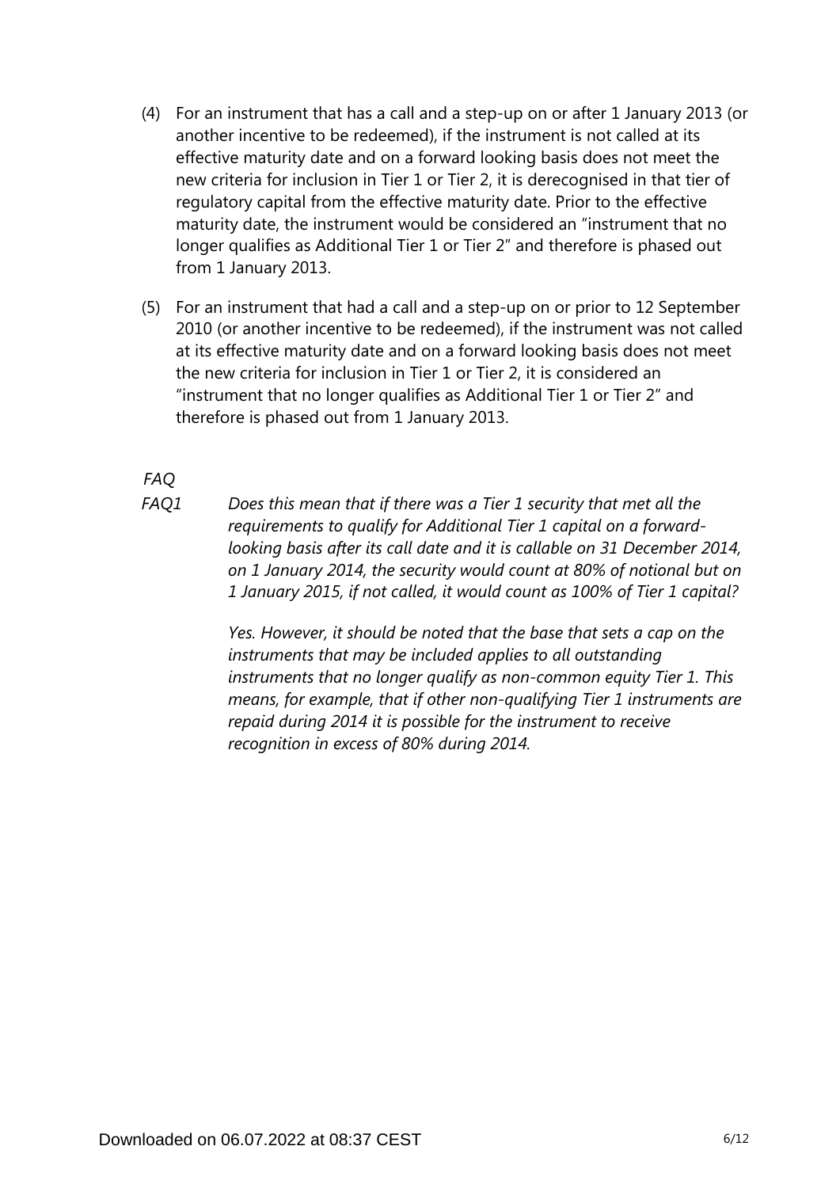(4) For an instrument that has a call and a step-up on or after 1 January 2013 (or another incentive to be redeemed), if the instrument is not called at its effective maturity date and on a forward looking basis does not meet the new criteria for inclusion in Tier 1 or Tier 2, it is derecognised in that tier of regulatory capital from the effective maturity date. Prior to the effective maturity date, the instrument would be considered an "instrument that no longer qualifies as Additional Tier 1 or Tier 2" and therefore is phased out from 1 January 2013.

(5) For an instrument that had a call and a step-up on or prior to 12 September 2010 (or another incentive to be redeemed), if the instrument was not called at its effective maturity date and on a forward looking basis does not meet the new criteria for inclusion in Tier 1 or Tier 2, it is considered an "instrument that no longer qualifies as Additional Tier 1 or Tier 2" and therefore is phased out from 1 January 2013.

*FAQ*

*FAQ1* *Does this mean that if there was a Tier 1 security that met all the requirements to qualify for Additional Tier 1 capital on a forward-looking basis after its call date and it is callable on 31 December 2014, on 1 January 2014, the security would count at 80% of notional but on 1 January 2015, if not called, it would count as 100% of Tier 1 capital?*

*Yes. However, it should be noted that the base that sets a cap on the instruments that may be included applies to all outstanding instruments that no longer qualify as non-common equity Tier 1. This means, for example, that if other non-qualifying Tier 1 instruments are repaid during 2014 it is possible for the instrument to receive recognition in excess of 80% during 2014.*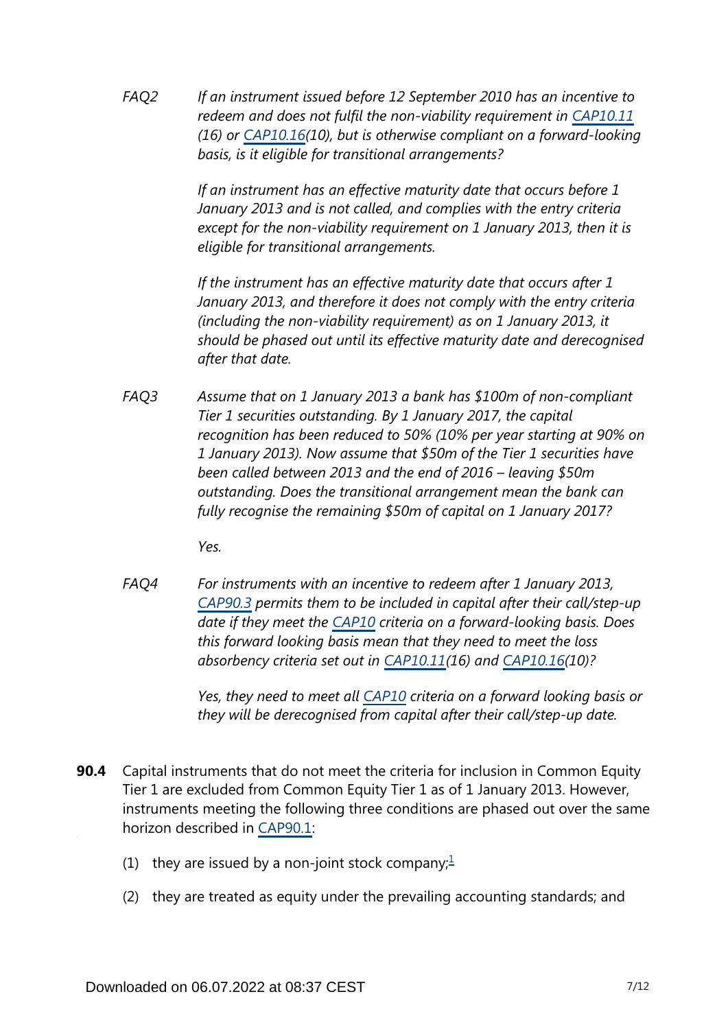*FAQ2* *If an instrument issued before 12 September 2010 has an incentive to redeem and does not fulfil the non-viability requirement in CAP10.11(16) or CAP10.16(10), but is otherwise compliant on a forward-looking basis, is it eligible for transitional arrangements?*

*If an instrument has an effective maturity date that occurs before 1 January 2013 and is not called, and complies with the entry criteria except for the non-viability requirement on 1 January 2013, then it is eligible for transitional arrangements.*

*If the instrument has an effective maturity date that occurs after 1 January 2013, and therefore it does not comply with the entry criteria (including the non-viability requirement) as on 1 January 2013, it should be phased out until its effective maturity date and derecognised after that date.*

*FAQ3* *Assume that on 1 January 2013 a bank has $100m of non-compliant Tier 1 securities outstanding. By 1 January 2017, the capital recognition has been reduced to 50% (10% per year starting at 90% on 1 January 2013). Now assume that $50m of the Tier 1 securities have been called between 2013 and the end of 2016 – leaving $50m outstanding. Does the transitional arrangement mean the bank can fully recognise the remaining $50m of capital on 1 January 2017?*

*Yes.*

*FAQ4* *For instruments with an incentive to redeem after 1 January 2013, CAP90.3 permits them to be included in capital after their call/step-up date if they meet the CAP10 criteria on a forward-looking basis. Does this forward looking basis mean that they need to meet the loss absorbency criteria set out in CAP10.11(16) and CAP10.16(10)?*

*Yes, they need to meet all CAP10 criteria on a forward looking basis or they will be derecognised from capital after their call/step-up date.*

**90.4** Capital instruments that do not meet the criteria for inclusion in Common Equity Tier 1 are excluded from Common Equity Tier 1 as of 1 January 2013. However, instruments meeting the following three conditions are phased out over the same horizon described in CAP90.1:

(1) they are issued by a non-joint stock company;[1]

(2) they are treated as equity under the prevailing accounting standards; and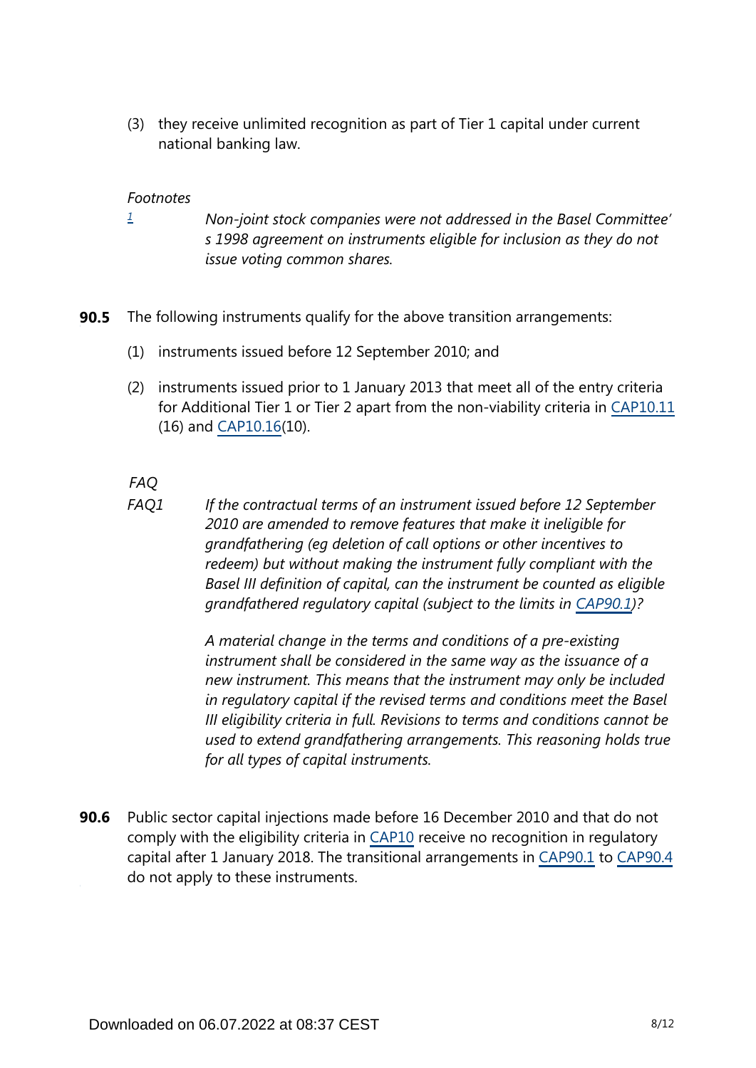(3) they receive unlimited recognition as part of Tier 1 capital under current national banking law.

*Footnotes*

[1] *Non-joint stock companies were not addressed in the Basel Committee's 1998 agreement on instruments eligible for inclusion as they do not issue voting common shares.*

**90.5** The following instruments qualify for the above transition arrangements:

(1) instruments issued before 12 September 2010; and

(2) instruments issued prior to 1 January 2013 that meet all of the entry criteria for Additional Tier 1 or Tier 2 apart from the non-viability criteria in CAP10.11 (16) and CAP10.16(10).

*FAQ*

*FAQ1* *If the contractual terms of an instrument issued before 12 September 2010 are amended to remove features that make it ineligible for grandfathering (eg deletion of call options or other incentives to redeem) but without making the instrument fully compliant with the Basel III definition of capital, can the instrument be counted as eligible grandfathered regulatory capital (subject to the limits in CAP90.1)?*

*A material change in the terms and conditions of a pre-existing instrument shall be considered in the same way as the issuance of a new instrument. This means that the instrument may only be included in regulatory capital if the revised terms and conditions meet the Basel III eligibility criteria in full. Revisions to terms and conditions cannot be used to extend grandfathering arrangements. This reasoning holds true for all types of capital instruments.*

**90.6** Public sector capital injections made before 16 December 2010 and that do not comply with the eligibility criteria in CAP10 receive no recognition in regulatory capital after 1 January 2018. The transitional arrangements in CAP90.1 to CAP90.4 do not apply to these instruments.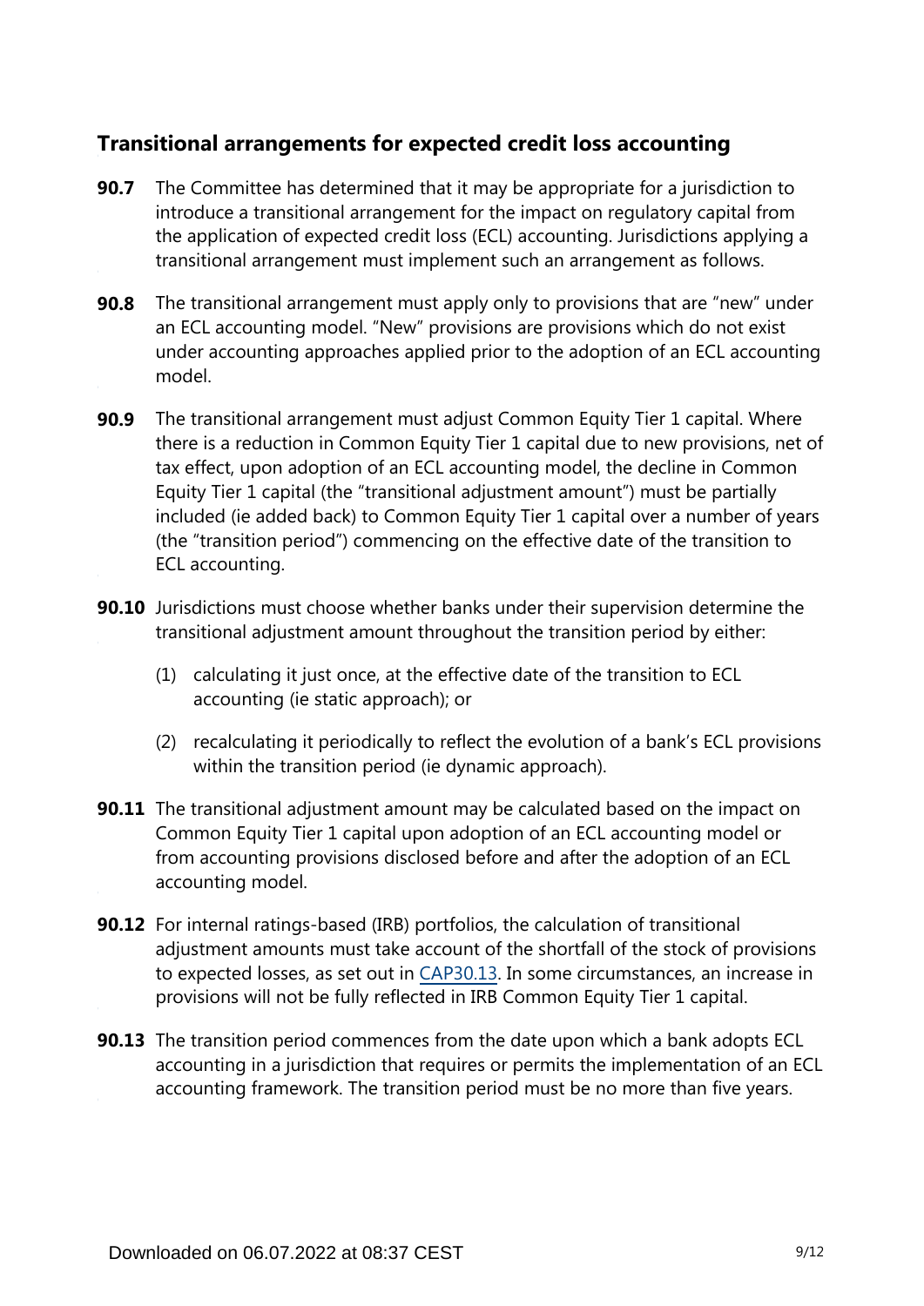## Transitional arrangements for expected credit loss accounting

**90.7** The Committee has determined that it may be appropriate for a jurisdiction to introduce a transitional arrangement for the impact on regulatory capital from the application of expected credit loss (ECL) accounting. Jurisdictions applying a transitional arrangement must implement such an arrangement as follows.

**90.8** The transitional arrangement must apply only to provisions that are "new" under an ECL accounting model. "New" provisions are provisions which do not exist under accounting approaches applied prior to the adoption of an ECL accounting model.

**90.9** The transitional arrangement must adjust Common Equity Tier 1 capital. Where there is a reduction in Common Equity Tier 1 capital due to new provisions, net of tax effect, upon adoption of an ECL accounting model, the decline in Common Equity Tier 1 capital (the "transitional adjustment amount") must be partially included (ie added back) to Common Equity Tier 1 capital over a number of years (the "transition period") commencing on the effective date of the transition to ECL accounting.

**90.10** Jurisdictions must choose whether banks under their supervision determine the transitional adjustment amount throughout the transition period by either:

(1) calculating it just once, at the effective date of the transition to ECL accounting (ie static approach); or

(2) recalculating it periodically to reflect the evolution of a bank's ECL provisions within the transition period (ie dynamic approach).

**90.11** The transitional adjustment amount may be calculated based on the impact on Common Equity Tier 1 capital upon adoption of an ECL accounting model or from accounting provisions disclosed before and after the adoption of an ECL accounting model.

**90.12** For internal ratings-based (IRB) portfolios, the calculation of transitional adjustment amounts must take account of the shortfall of the stock of provisions to expected losses, as set out in CAP30.13. In some circumstances, an increase in provisions will not be fully reflected in IRB Common Equity Tier 1 capital.

**90.13** The transition period commences from the date upon which a bank adopts ECL accounting in a jurisdiction that requires or permits the implementation of an ECL accounting framework. The transition period must be no more than five years.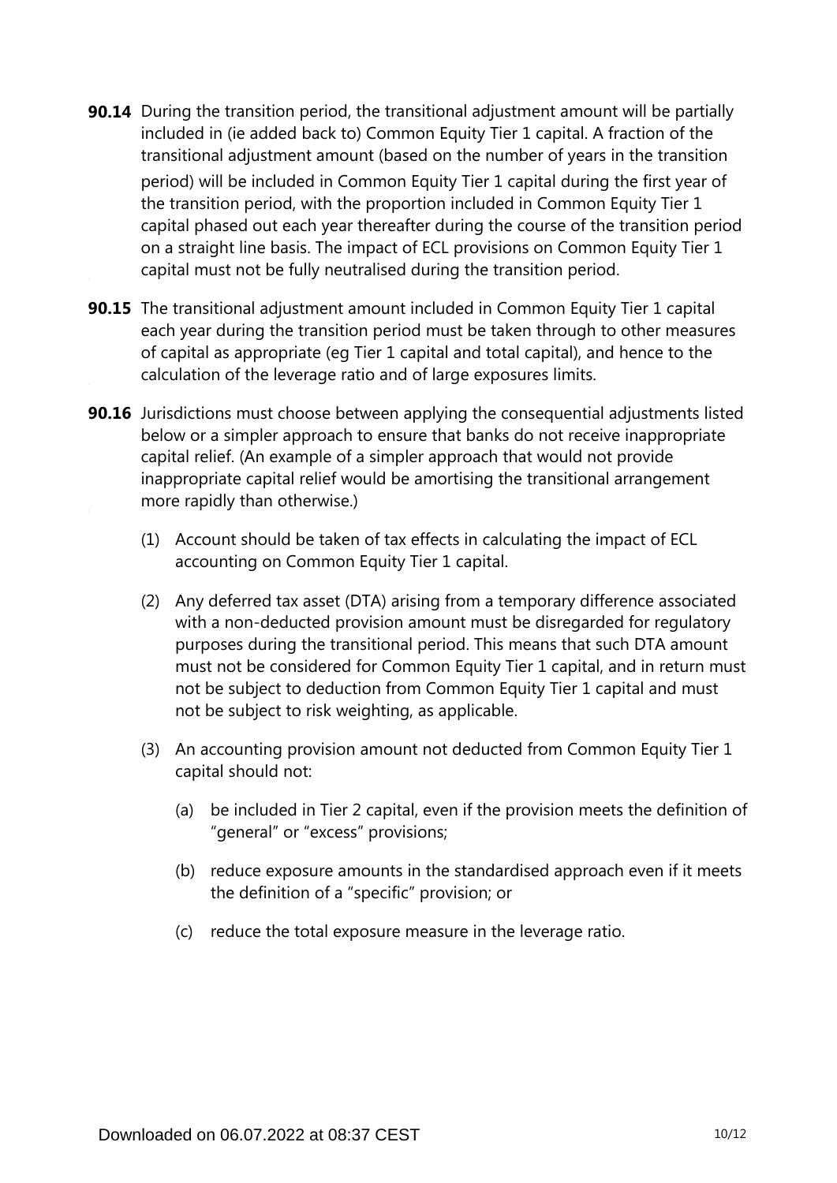**90.14** During the transition period, the transitional adjustment amount will be partially included in (ie added back to) Common Equity Tier 1 capital. A fraction of the transitional adjustment amount (based on the number of years in the transition period) will be included in Common Equity Tier 1 capital during the first year of the transition period, with the proportion included in Common Equity Tier 1 capital phased out each year thereafter during the course of the transition period on a straight line basis. The impact of ECL provisions on Common Equity Tier 1 capital must not be fully neutralised during the transition period.

**90.15** The transitional adjustment amount included in Common Equity Tier 1 capital each year during the transition period must be taken through to other measures of capital as appropriate (eg Tier 1 capital and total capital), and hence to the calculation of the leverage ratio and of large exposures limits.

**90.16** Jurisdictions must choose between applying the consequential adjustments listed below or a simpler approach to ensure that banks do not receive inappropriate capital relief. (An example of a simpler approach that would not provide inappropriate capital relief would be amortising the transitional arrangement more rapidly than otherwise.)

(1) Account should be taken of tax effects in calculating the impact of ECL accounting on Common Equity Tier 1 capital.

(2) Any deferred tax asset (DTA) arising from a temporary difference associated with a non-deducted provision amount must be disregarded for regulatory purposes during the transitional period. This means that such DTA amount must not be considered for Common Equity Tier 1 capital, and in return must not be subject to deduction from Common Equity Tier 1 capital and must not be subject to risk weighting, as applicable.

(3) An accounting provision amount not deducted from Common Equity Tier 1 capital should not:

(a) be included in Tier 2 capital, even if the provision meets the definition of "general" or "excess" provisions;

(b) reduce exposure amounts in the standardised approach even if it meets the definition of a "specific" provision; or

(c) reduce the total exposure measure in the leverage ratio.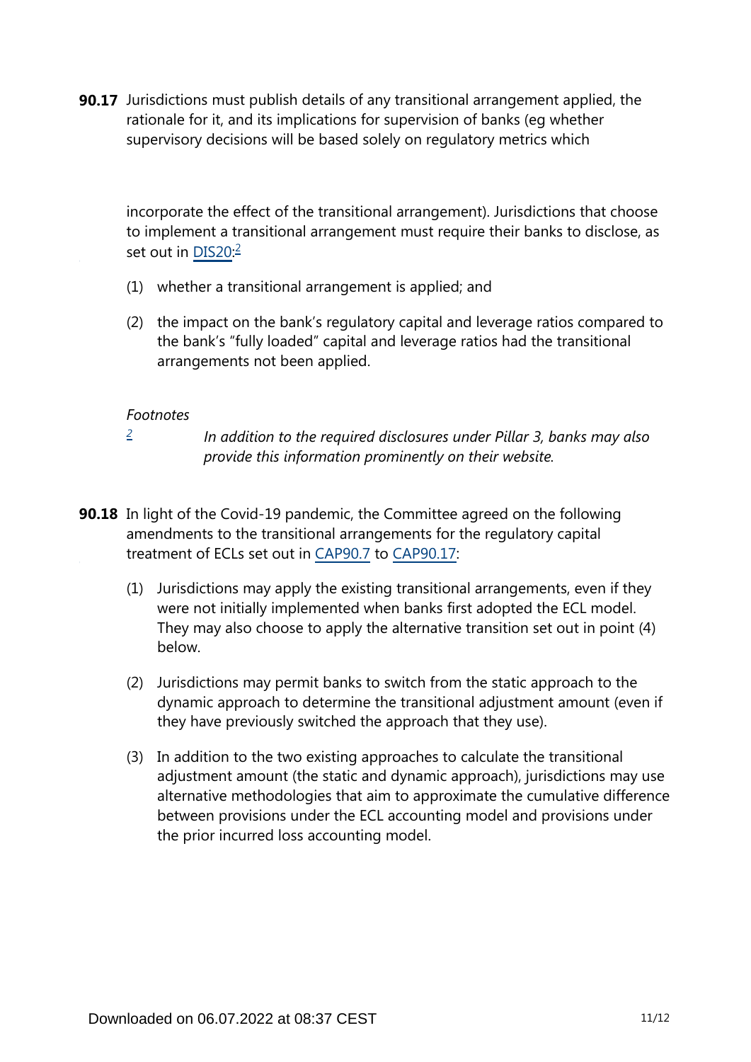**90.17** Jurisdictions must publish details of any transitional arrangement applied, the rationale for it, and its implications for supervision of banks (eg whether supervisory decisions will be based solely on regulatory metrics which incorporate the effect of the transitional arrangement). Jurisdictions that choose to implement a transitional arrangement must require their banks to disclose, as set out in DIS20:[2]

(1) whether a transitional arrangement is applied; and

(2) the impact on the bank's regulatory capital and leverage ratios compared to the bank's "fully loaded" capital and leverage ratios had the transitional arrangements not been applied.

*Footnotes*

[2] *In addition to the required disclosures under Pillar 3, banks may also provide this information prominently on their website.*

**90.18** In light of the Covid-19 pandemic, the Committee agreed on the following amendments to the transitional arrangements for the regulatory capital treatment of ECLs set out in CAP90.7 to CAP90.17:

(1) Jurisdictions may apply the existing transitional arrangements, even if they were not initially implemented when banks first adopted the ECL model. They may also choose to apply the alternative transition set out in point (4) below.

(2) Jurisdictions may permit banks to switch from the static approach to the dynamic approach to determine the transitional adjustment amount (even if they have previously switched the approach that they use).

(3) In addition to the two existing approaches to calculate the transitional adjustment amount (the static and dynamic approach), jurisdictions may use alternative methodologies that aim to approximate the cumulative difference between provisions under the ECL accounting model and provisions under the prior incurred loss accounting model.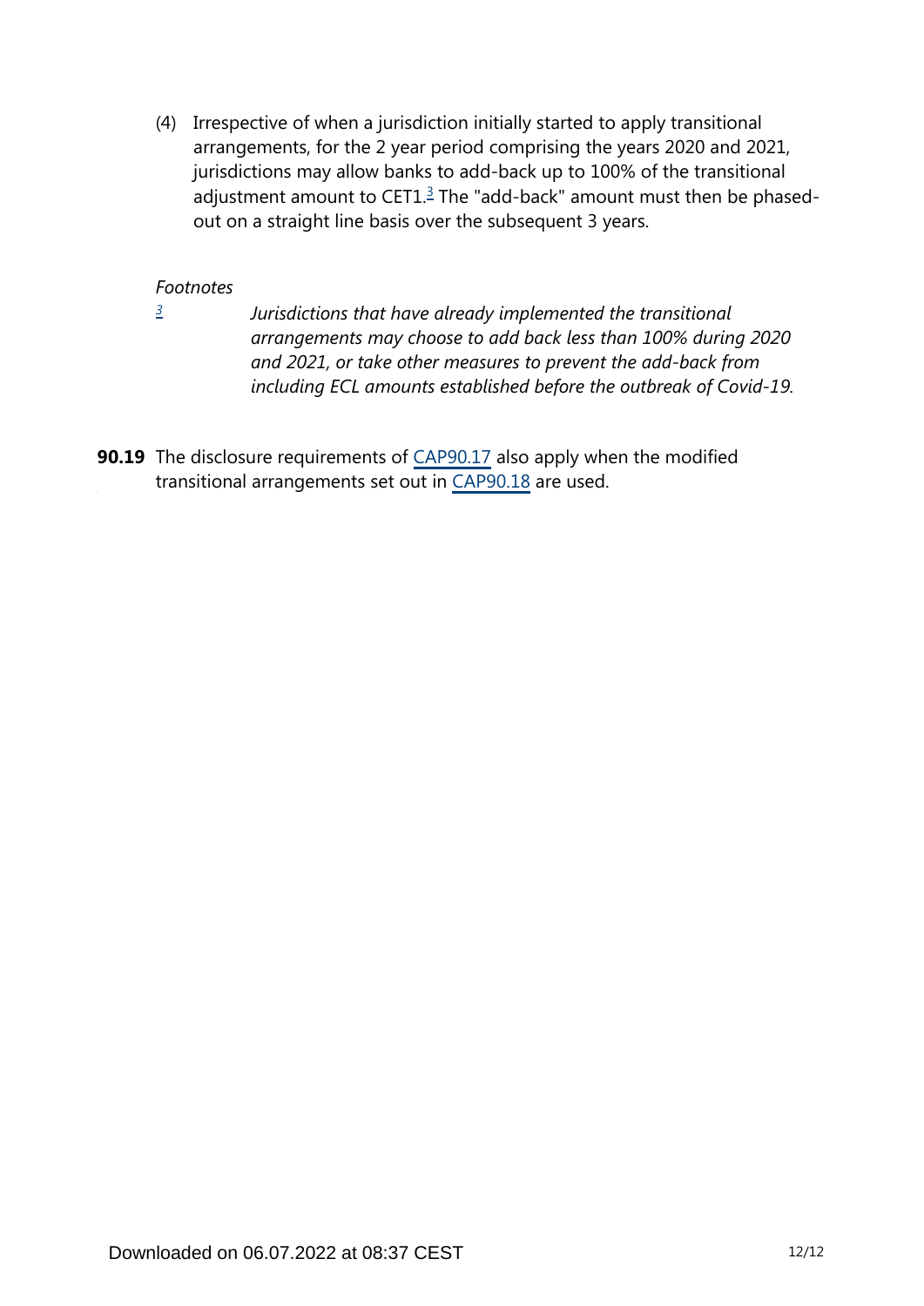(4) Irrespective of when a jurisdiction initially started to apply transitional arrangements, for the 2 year period comprising the years 2020 and 2021, jurisdictions may allow banks to add-back up to 100% of the transitional adjustment amount to CET1.[3] The "add-back" amount must then be phased-out on a straight line basis over the subsequent 3 years.

*Footnotes*

[3] *Jurisdictions that have already implemented the transitional arrangements may choose to add back less than 100% during 2020 and 2021, or take other measures to prevent the add-back from including ECL amounts established before the outbreak of Covid-19.*

**90.19** The disclosure requirements of CAP90.17 also apply when the modified transitional arrangements set out in CAP90.18 are used.